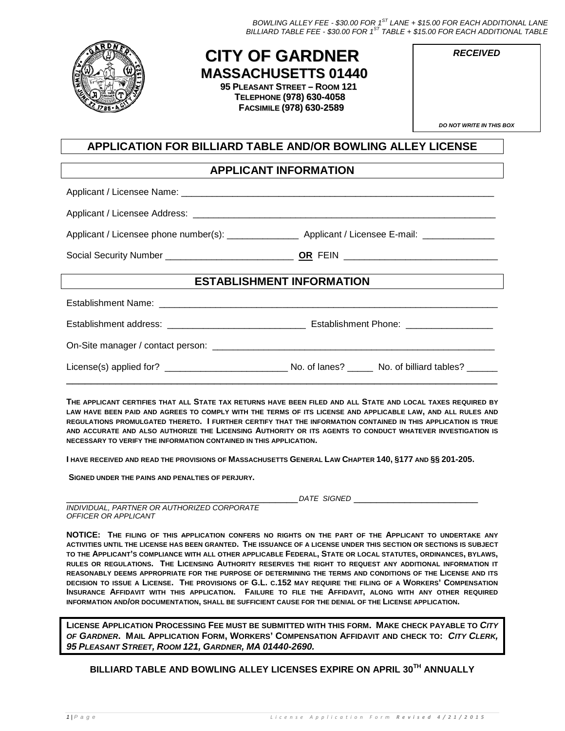*BOWLING ALLEY FEE - $30.00 FOR 1ST LANE + $15.00 FOR EACH ADDITIONAL LANE*
*BILLIARD TABLE FEE - $30.00 FOR 1ST TABLE + $15.00 FOR EACH ADDITIONAL TABLE*

# CITY OF GARDNER
## MASSACHUSETTS 01440

**95 PLEASANT STREET – ROOM 121**
**TELEPHONE (978) 630-4058**
**FACSIMILE (978) 630-2589**

| ***RECEIVED*** |
|---|
| ***DO NOT WRITE IN THIS BOX*** |

## APPLICATION FOR BILLIARD TABLE AND/OR BOWLING ALLEY LICENSE

### APPLICANT INFORMATION

Applicant / Licensee Name: ______________________________________________________________

Applicant / Licensee Address: ____________________________________________________________

Applicant / Licensee phone number(s): ______________ Applicant / Licensee E-mail: ______________

Social Security Number _________________________ **OR** FEIN ______________________________

### ESTABLISHMENT INFORMATION

Establishment Name: ___________________________________________________________________

Establishment address: ___________________________ Establishment Phone: _________________

On-Site manager / contact person: ________________________________________________________

License(s) applied for? ________________________ No. of lanes? _____ No. of billiard tables? ______

---

**THE APPLICANT CERTIFIES THAT ALL STATE TAX RETURNS HAVE BEEN FILED AND ALL STATE AND LOCAL TAXES REQUIRED BY LAW HAVE BEEN PAID AND AGREES TO COMPLY WITH THE TERMS OF ITS LICENSE AND APPLICABLE LAW, AND ALL RULES AND REGULATIONS PROMULGATED THERETO. I FURTHER CERTIFY THAT THE INFORMATION CONTAINED IN THIS APPLICATION IS TRUE AND ACCURATE AND ALSO AUTHORIZE THE LICENSING AUTHORITY OR ITS AGENTS TO CONDUCT WHATEVER INVESTIGATION IS NECESSARY TO VERIFY THE INFORMATION CONTAINED IN THIS APPLICATION.**

**I HAVE RECEIVED AND READ THE PROVISIONS OF MASSACHUSETTS GENERAL LAW CHAPTER 140, §177 AND §§ 201-205.**

**SIGNED UNDER THE PAINS AND PENALTIES OF PERJURY.**

_______________________________________________ *DATE SIGNED* ___________________________
*INDIVIDUAL, PARTNER OR AUTHORIZED CORPORATE OFFICER OR APPLICANT*

**NOTICE: THE FILING OF THIS APPLICATION CONFERS NO RIGHTS ON THE PART OF THE APPLICANT TO UNDERTAKE ANY ACTIVITIES UNTIL THE LICENSE HAS BEEN GRANTED. THE ISSUANCE OF A LICENSE UNDER THIS SECTION OR SECTIONS IS SUBJECT TO THE APPLICANT'S COMPLIANCE WITH ALL OTHER APPLICABLE FEDERAL, STATE OR LOCAL STATUTES, ORDINANCES, BYLAWS, RULES OR REGULATIONS. THE LICENSING AUTHORITY RESERVES THE RIGHT TO REQUEST ANY ADDITIONAL INFORMATION IT REASONABLY DEEMS APPROPRIATE FOR THE PURPOSE OF DETERMINING THE TERMS AND CONDITIONS OF THE LICENSE AND ITS DECISION TO ISSUE A LICENSE. THE PROVISIONS OF G.L. C.152 MAY REQUIRE THE FILING OF A WORKERS' COMPENSATION INSURANCE AFFIDAVIT WITH THIS APPLICATION. FAILURE TO FILE THE AFFIDAVIT, ALONG WITH ANY OTHER REQUIRED INFORMATION AND/OR DOCUMENTATION, SHALL BE SUFFICIENT CAUSE FOR THE DENIAL OF THE LICENSE APPLICATION.**

**LICENSE APPLICATION PROCESSING FEE MUST BE SUBMITTED WITH THIS FORM. MAKE CHECK PAYABLE TO *CITY OF GARDNER*. MAIL APPLICATION FORM, WORKERS' COMPENSATION AFFIDAVIT AND CHECK TO: *CITY CLERK, 95 PLEASANT STREET, ROOM 121, GARDNER, MA 01440-2690.***

**BILLIARD TABLE AND BOWLING ALLEY LICENSES EXPIRE ON APRIL 30TH ANNUALLY**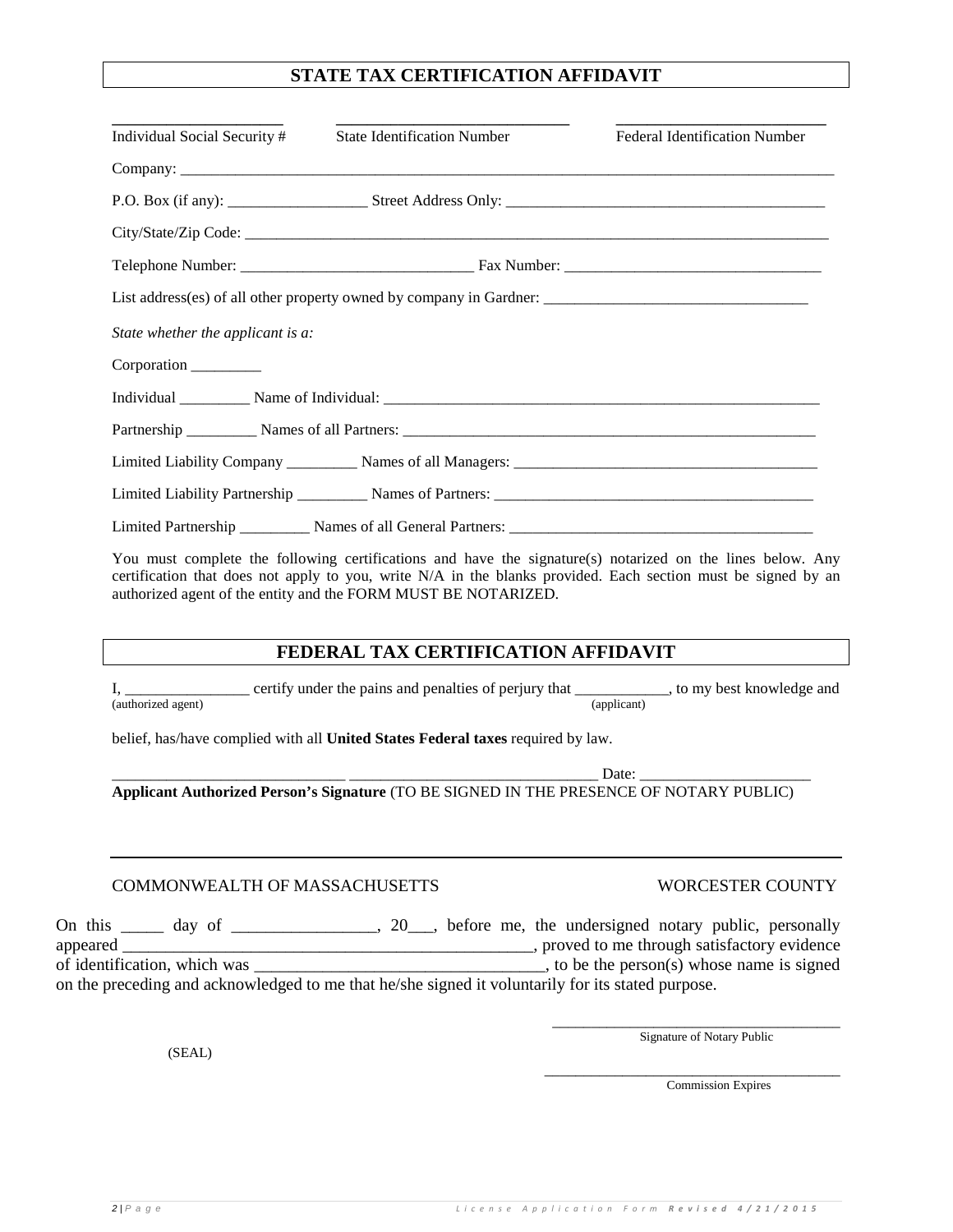## STATE TAX CERTIFICATION AFFIDAVIT

| ____________________ | ____________________________ | _________________________ |
|---|---|---|
| Individual Social Security # | State Identification Number | Federal Identification Number |

Company: ___________________________________________________________________________________

P.O. Box (if any): __________________ Street Address Only: ________________________________________

City/State/Zip Code: ______________________________________________________________________________

Telephone Number: _____________________________ Fax Number: ________________________________

List address(es) of all other property owned by company in Gardner: _________________________________

*State whether the applicant is a:*

Corporation _________

Individual _________ Name of Individual: ________________________________________________________

Partnership _________ Names of all Partners: ____________________________________________________

Limited Liability Company _________ Names of all Managers: ______________________________________

Limited Liability Partnership _________ Names of Partners: ________________________________________

Limited Partnership _________ Names of all General Partners: ______________________________________

You must complete the following certifications and have the signature(s) notarized on the lines below. Any certification that does not apply to you, write N/A in the blanks provided. Each section must be signed by an authorized agent of the entity and the FORM MUST BE NOTARIZED.

## FEDERAL TAX CERTIFICATION AFFIDAVIT

I, ________________ certify under the pains and penalties of perjury that ____________, to my best knowledge and
(authorized agent) (applicant)

belief, has/have complied with all **United States Federal taxes** required by law.

_____________________________ _______________________________ Date: _____________________
**Applicant Authorized Person's Signature** (TO BE SIGNED IN THE PRESENCE OF NOTARY PUBLIC)

---

COMMONWEALTH OF MASSACHUSETTS WORCESTER COUNTY

On this _____ day of _________________, 20___, before me, the undersigned notary public, personally appeared ________________________________________________, proved to me through satisfactory evidence of identification, which was __________________________________, to be the person(s) whose name is signed on the preceding and acknowledged to me that he/she signed it voluntarily for its stated purpose.

____________________________________
Signature of Notary Public

(SEAL)

____________________________________
Commission Expires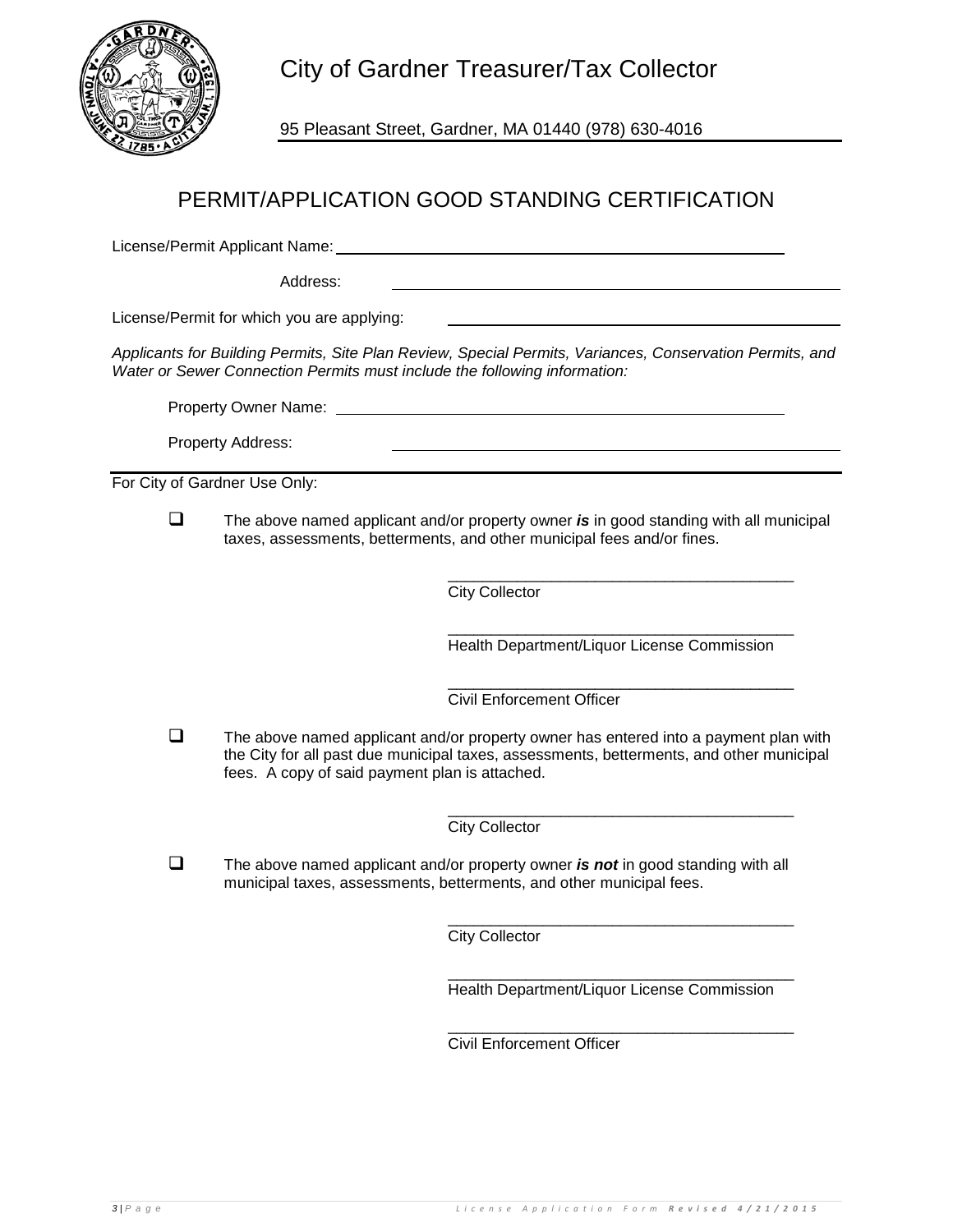City of Gardner Treasurer/Tax Collector

95 Pleasant Street, Gardner, MA 01440 (978) 630-4016

# PERMIT/APPLICATION GOOD STANDING CERTIFICATION

License/Permit Applicant Name: ______________________________

Address: ______________________________

License/Permit for which you are applying: ______________________________

*Applicants for Building Permits, Site Plan Review, Special Permits, Variances, Conservation Permits, and Water or Sewer Connection Permits must include the following information:*

Property Owner Name: ______________________________

Property Address: ______________________________

For City of Gardner Use Only:

☐ The above named applicant and/or property owner ***is*** in good standing with all municipal taxes, assessments, betterments, and other municipal fees and/or fines.

______________________________
City Collector

______________________________
Health Department/Liquor License Commission

______________________________
Civil Enforcement Officer

☐ The above named applicant and/or property owner has entered into a payment plan with the City for all past due municipal taxes, assessments, betterments, and other municipal fees. A copy of said payment plan is attached.

______________________________
City Collector

☐ The above named applicant and/or property owner ***is not*** in good standing with all municipal taxes, assessments, betterments, and other municipal fees.

______________________________
City Collector

______________________________
Health Department/Liquor License Commission

______________________________
Civil Enforcement Officer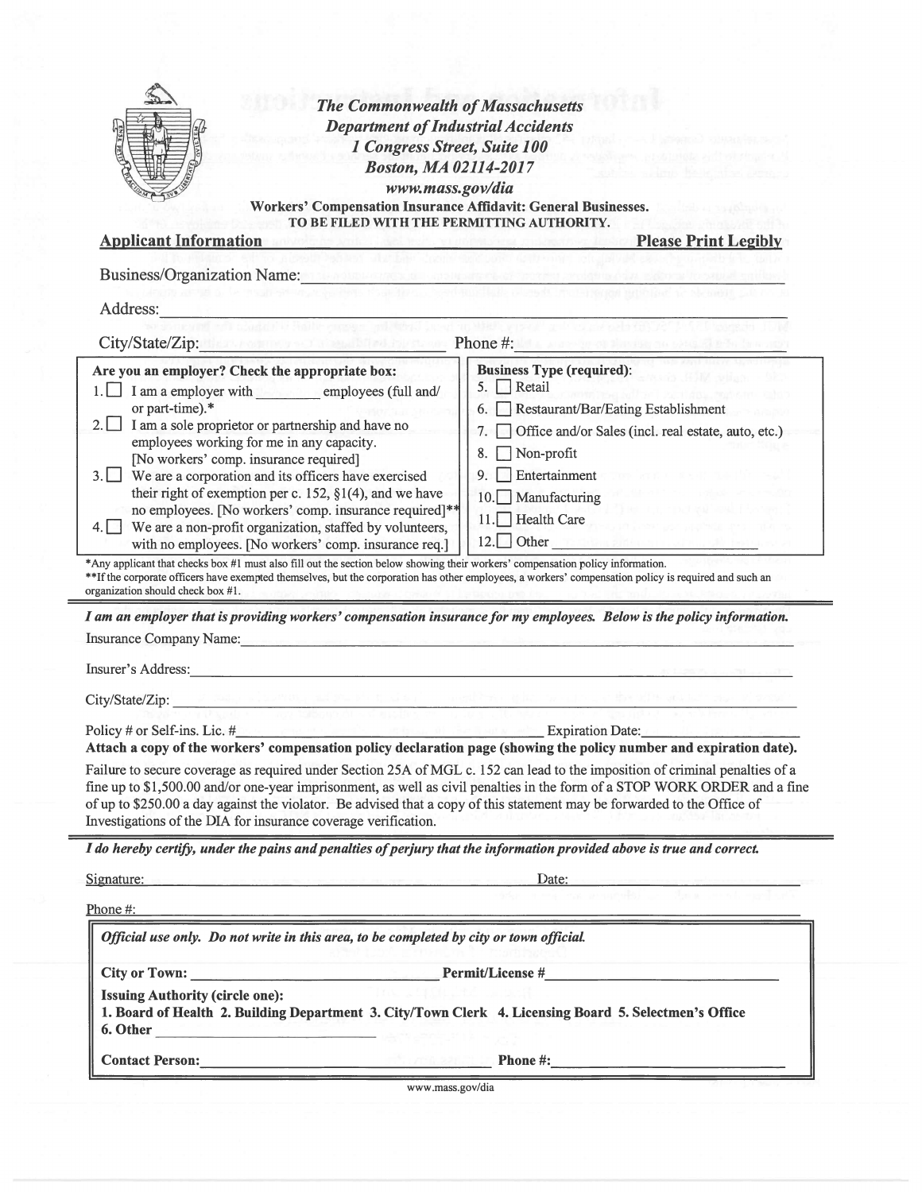**The Commonwealth of Massachusetts**
**Department of Industrial Accidents**
**1 Congress Street, Suite 100**
**Boston, MA 02114-2017**
**www.mass.gov/dia**

**Workers' Compensation Insurance Affidavit: General Businesses.**
**TO BE FILED WITH THE PERMITTING AUTHORITY.**

**Applicant Information** **Please Print Legibly**

Business/Organization Name: ______________________________

Address: ______________________________

City/State/Zip: ______________________________ Phone #: ______________________________

| Are you an employer? Check the appropriate box: | Business Type (required): |
|---|---|
| 1. ☐ I am a employer with ________ employees (full and/ or part-time).* | 5. ☐ Retail |
| 2. ☐ I am a sole proprietor or partnership and have no employees working for me in any capacity. [No workers' comp. insurance required] | 6. ☐ Restaurant/Bar/Eating Establishment |
| 3. ☐ We are a corporation and its officers have exercised their right of exemption per c. 152, §1(4), and we have no employees. [No workers' comp. insurance required]** | 7. ☐ Office and/or Sales (incl. real estate, auto, etc.) |
| 4. ☐ We are a non-profit organization, staffed by volunteers, with no employees. [No workers' comp. insurance req.] | 8. ☐ Non-profit |
| | 9. ☐ Entertainment |
| | 10. ☐ Manufacturing |
| | 11. ☐ Health Care |
| | 12. ☐ Other ________________ |

*Any applicant that checks box #1 must also fill out the section below showing their workers' compensation policy information.
**If the corporate officers have exempted themselves, but the corporation has other employees, a workers' compensation policy is required and such an organization should check box #1.

***I am an employer that is providing workers' compensation insurance for my employees. Below is the policy information.***

Insurance Company Name: ______________________________

Insurer's Address: ______________________________

City/State/Zip: ______________________________

Policy # or Self-ins. Lic. # ______________________________ Expiration Date: ______________

**Attach a copy of the workers' compensation policy declaration page (showing the policy number and expiration date).**

Failure to secure coverage as required under Section 25A of MGL c. 152 can lead to the imposition of criminal penalties of a fine up to $1,500.00 and/or one-year imprisonment, as well as civil penalties in the form of a STOP WORK ORDER and a fine of up to $250.00 a day against the violator. Be advised that a copy of this statement may be forwarded to the Office of Investigations of the DIA for insurance coverage verification.

***I do hereby certify, under the pains and penalties of perjury that the information provided above is true and correct.***

Signature: ______________________________ Date: ______________

Phone #: ______________________________

***Official use only. Do not write in this area, to be completed by city or town official.***

**City or Town:** ______________________ **Permit/License #** ______________________

**Issuing Authority (circle one):**
**1. Board of Health 2. Building Department 3. City/Town Clerk 4. Licensing Board 5. Selectmen's Office 6. Other** ______________________

**Contact Person:** ______________________ **Phone #:** ______________________

www.mass.gov/dia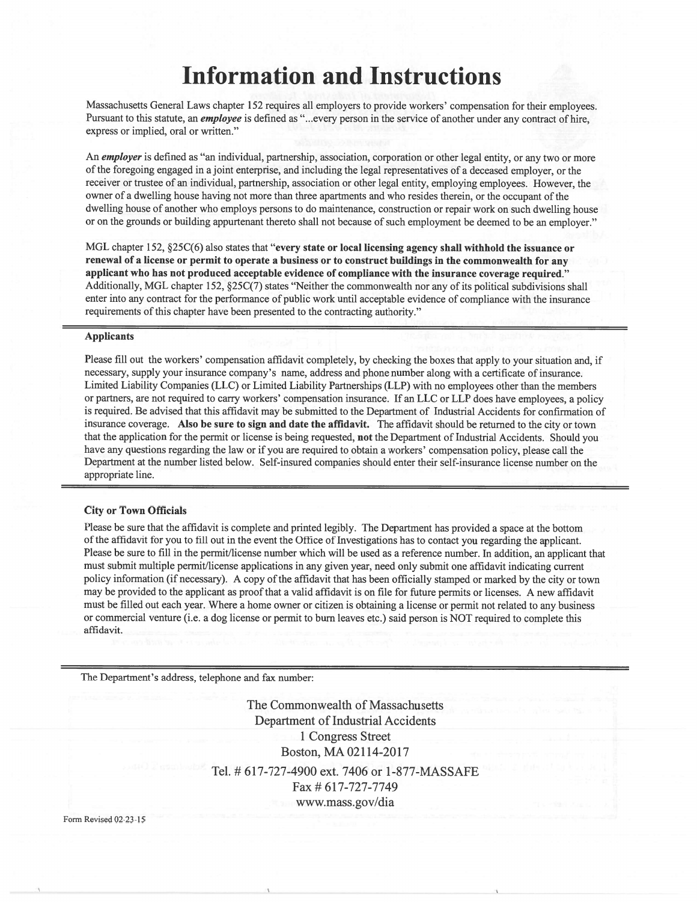# Information and Instructions

Massachusetts General Laws chapter 152 requires all employers to provide workers' compensation for their employees. Pursuant to this statute, an ***employee*** is defined as "...every person in the service of another under any contract of hire, express or implied, oral or written."

An ***employer*** is defined as "an individual, partnership, association, corporation or other legal entity, or any two or more of the foregoing engaged in a joint enterprise, and including the legal representatives of a deceased employer, or the receiver or trustee of an individual, partnership, association or other legal entity, employing employees. However, the owner of a dwelling house having not more than three apartments and who resides therein, or the occupant of the dwelling house of another who employs persons to do maintenance, construction or repair work on such dwelling house or on the grounds or building appurtenant thereto shall not because of such employment be deemed to be an employer."

MGL chapter 152, §25C(6) also states that "**every state or local licensing agency shall withhold the issuance or renewal of a license or permit to operate a business or to construct buildings in the commonwealth for any applicant who has not produced acceptable evidence of compliance with the insurance coverage required.**" Additionally, MGL chapter 152, §25C(7) states "Neither the commonwealth nor any of its political subdivisions shall enter into any contract for the performance of public work until acceptable evidence of compliance with the insurance requirements of this chapter have been presented to the contracting authority."

---

### Applicants

Please fill out the workers' compensation affidavit completely, by checking the boxes that apply to your situation and, if necessary, supply your insurance company's name, address and phone number along with a certificate of insurance. Limited Liability Companies (LLC) or Limited Liability Partnerships (LLP) with no employees other than the members or partners, are not required to carry workers' compensation insurance. If an LLC or LLP does have employees, a policy is required. Be advised that this affidavit may be submitted to the Department of Industrial Accidents for confirmation of insurance coverage. **Also be sure to sign and date the affidavit.** The affidavit should be returned to the city or town that the application for the permit or license is being requested, **not** the Department of Industrial Accidents. Should you have any questions regarding the law or if you are required to obtain a workers' compensation policy, please call the Department at the number listed below. Self-insured companies should enter their self-insurance license number on the appropriate line.

---

### City or Town Officials

Please be sure that the affidavit is complete and printed legibly. The Department has provided a space at the bottom of the affidavit for you to fill out in the event the Office of Investigations has to contact you regarding the applicant. Please be sure to fill in the permit/license number which will be used as a reference number. In addition, an applicant that must submit multiple permit/license applications in any given year, need only submit one affidavit indicating current policy information (if necessary). A copy of the affidavit that has been officially stamped or marked by the city or town may be provided to the applicant as proof that a valid affidavit is on file for future permits or licenses. A new affidavit must be filled out each year. Where a home owner or citizen is obtaining a license or permit not related to any business or commercial venture (i.e. a dog license or permit to burn leaves etc.) said person is NOT required to complete this affidavit.

---

The Department's address, telephone and fax number:

The Commonwealth of Massachusetts
Department of Industrial Accidents
1 Congress Street
Boston, MA 02114-2017
Tel. # 617-727-4900 ext. 7406 or 1-877-MASSAFE
Fax # 617-727-7749
www.mass.gov/dia

Form Revised 02-23-15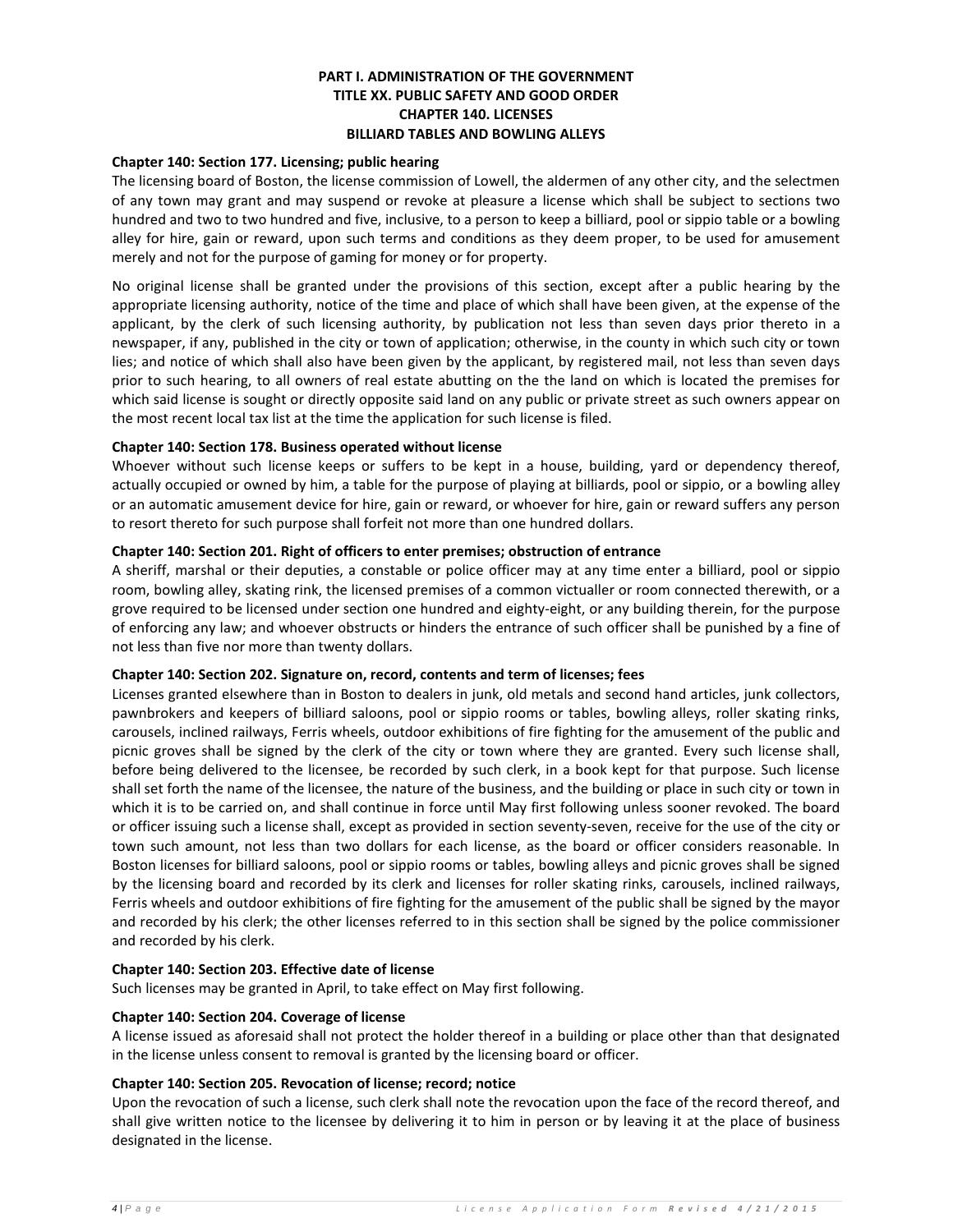**PART I. ADMINISTRATION OF THE GOVERNMENT**
**TITLE XX. PUBLIC SAFETY AND GOOD ORDER**
**CHAPTER 140. LICENSES**
**BILLIARD TABLES AND BOWLING ALLEYS**

**Chapter 140: Section 177. Licensing; public hearing**

The licensing board of Boston, the license commission of Lowell, the aldermen of any other city, and the selectmen of any town may grant and may suspend or revoke at pleasure a license which shall be subject to sections two hundred and two to two hundred and five, inclusive, to a person to keep a billiard, pool or sippio table or a bowling alley for hire, gain or reward, upon such terms and conditions as they deem proper, to be used for amusement merely and not for the purpose of gaming for money or for property.

No original license shall be granted under the provisions of this section, except after a public hearing by the appropriate licensing authority, notice of the time and place of which shall have been given, at the expense of the applicant, by the clerk of such licensing authority, by publication not less than seven days prior thereto in a newspaper, if any, published in the city or town of application; otherwise, in the county in which such city or town lies; and notice of which shall also have been given by the applicant, by registered mail, not less than seven days prior to such hearing, to all owners of real estate abutting on the the land on which is located the premises for which said license is sought or directly opposite said land on any public or private street as such owners appear on the most recent local tax list at the time the application for such license is filed.

**Chapter 140: Section 178. Business operated without license**

Whoever without such license keeps or suffers to be kept in a house, building, yard or dependency thereof, actually occupied or owned by him, a table for the purpose of playing at billiards, pool or sippio, or a bowling alley or an automatic amusement device for hire, gain or reward, or whoever for hire, gain or reward suffers any person to resort thereto for such purpose shall forfeit not more than one hundred dollars.

**Chapter 140: Section 201. Right of officers to enter premises; obstruction of entrance**

A sheriff, marshal or their deputies, a constable or police officer may at any time enter a billiard, pool or sippio room, bowling alley, skating rink, the licensed premises of a common victualler or room connected therewith, or a grove required to be licensed under section one hundred and eighty-eight, or any building therein, for the purpose of enforcing any law; and whoever obstructs or hinders the entrance of such officer shall be punished by a fine of not less than five nor more than twenty dollars.

**Chapter 140: Section 202. Signature on, record, contents and term of licenses; fees**

Licenses granted elsewhere than in Boston to dealers in junk, old metals and second hand articles, junk collectors, pawnbrokers and keepers of billiard saloons, pool or sippio rooms or tables, bowling alleys, roller skating rinks, carousels, inclined railways, Ferris wheels, outdoor exhibitions of fire fighting for the amusement of the public and picnic groves shall be signed by the clerk of the city or town where they are granted. Every such license shall, before being delivered to the licensee, be recorded by such clerk, in a book kept for that purpose. Such license shall set forth the name of the licensee, the nature of the business, and the building or place in such city or town in which it is to be carried on, and shall continue in force until May first following unless sooner revoked. The board or officer issuing such a license shall, except as provided in section seventy-seven, receive for the use of the city or town such amount, not less than two dollars for each license, as the board or officer considers reasonable. In Boston licenses for billiard saloons, pool or sippio rooms or tables, bowling alleys and picnic groves shall be signed by the licensing board and recorded by its clerk and licenses for roller skating rinks, carousels, inclined railways, Ferris wheels and outdoor exhibitions of fire fighting for the amusement of the public shall be signed by the mayor and recorded by his clerk; the other licenses referred to in this section shall be signed by the police commissioner and recorded by his clerk.

**Chapter 140: Section 203. Effective date of license**

Such licenses may be granted in April, to take effect on May first following.

**Chapter 140: Section 204. Coverage of license**

A license issued as aforesaid shall not protect the holder thereof in a building or place other than that designated in the license unless consent to removal is granted by the licensing board or officer.

**Chapter 140: Section 205. Revocation of license; record; notice**

Upon the revocation of such a license, such clerk shall note the revocation upon the face of the record thereof, and shall give written notice to the licensee by delivering it to him in person or by leaving it at the place of business designated in the license.